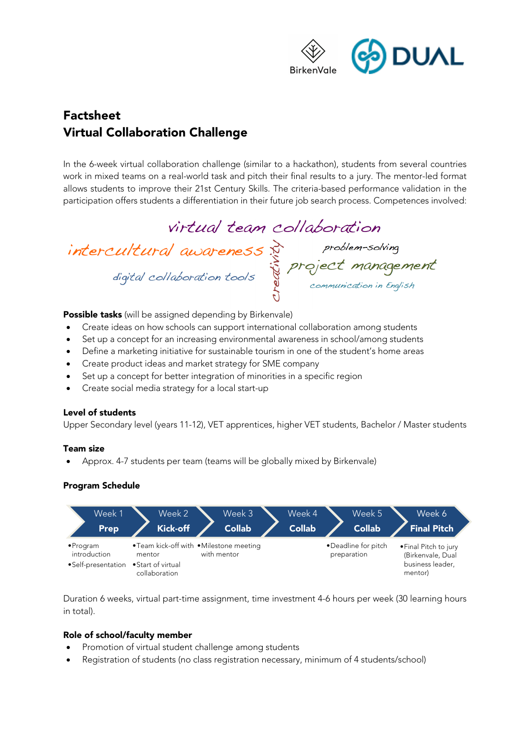BirkenVale DUAL

# Factsheet
# Virtual Collaboration Challenge

In the 6-week virtual collaboration challenge (similar to a hackathon), students from several countries work in mixed teams on a real-world task and pitch their final results to a jury. The mentor-led format allows students to improve their 21st Century Skills. The criteria-based performance validation in the participation offers students a differentiation in their future job search process. Competences involved:

virtual team collaboration
intercultural awareness
creativity
problem-solving
project management
digital collaboration tools
communication in English

**Possible tasks** (will be assigned depending by Birkenvale)

- Create ideas on how schools can support international collaboration among students
- Set up a concept for an increasing environmental awareness in school/among students
- Define a marketing initiative for sustainable tourism in one of the student's home areas
- Create product ideas and market strategy for SME company
- Set up a concept for better integration of minorities in a specific region
- Create social media strategy for a local start-up

**Level of students**

Upper Secondary level (years 11-12), VET apprentices, higher VET students, Bachelor / Master students

**Team size**

- Approx. 4-7 students per team (teams will be globally mixed by Birkenvale)

**Program Schedule**

| Week 1 **Prep** | Week 2 **Kick-off** | Week 3 **Collab** | Week 4 **Collab** | Week 5 **Collab** | Week 6 **Final Pitch** |
|---|---|---|---|---|---|
| • Program introduction<br>• Self-presentation | • Team kick-off with mentor<br>• Start of virtual collaboration | • Milestone meeting with mentor | | • Deadline for pitch preparation | • Final Pitch to jury (Birkenvale, Dual business leader, mentor) |

Duration 6 weeks, virtual part-time assignment, time investment 4-6 hours per week (30 learning hours in total).

**Role of school/faculty member**

- Promotion of virtual student challenge among students
- Registration of students (no class registration necessary, minimum of 4 students/school)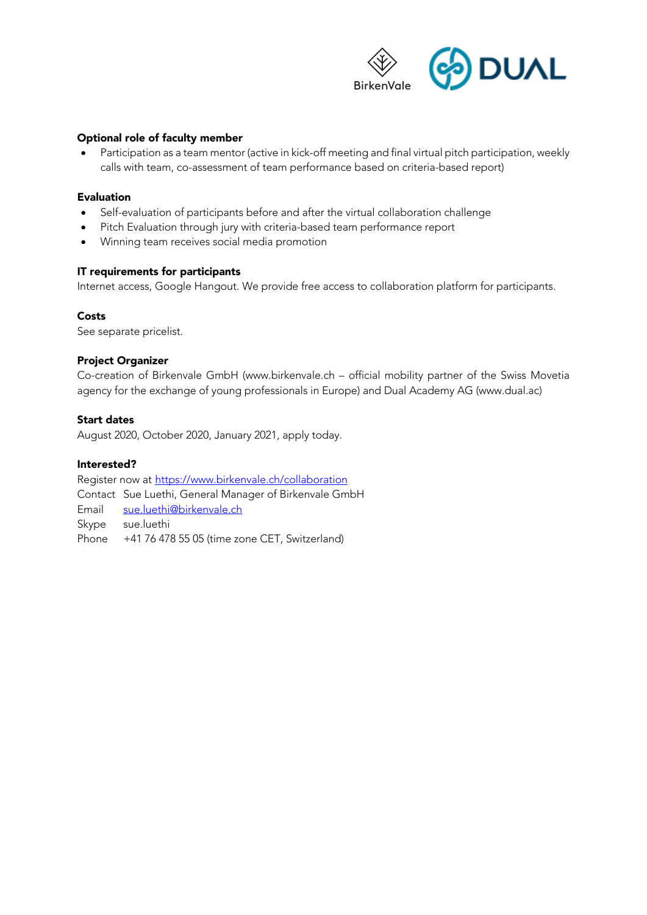**Optional role of faculty member**

- Participation as a team mentor (active in kick-off meeting and final virtual pitch participation, weekly calls with team, co-assessment of team performance based on criteria-based report)

**Evaluation**

- Self-evaluation of participants before and after the virtual collaboration challenge
- Pitch Evaluation through jury with criteria-based team performance report
- Winning team receives social media promotion

**IT requirements for participants**

Internet access, Google Hangout. We provide free access to collaboration platform for participants.

**Costs**

See separate pricelist.

**Project Organizer**

Co-creation of Birkenvale GmbH (www.birkenvale.ch – official mobility partner of the Swiss Movetia agency for the exchange of young professionals in Europe) and Dual Academy AG (www.dual.ac)

**Start dates**

August 2020, October 2020, January 2021, apply today.

**Interested?**

Register now at [https://www.birkenvale.ch/collaboration](https://www.birkenvale.ch/collaboration)
Contact Sue Luethi, General Manager of Birkenvale GmbH
Email [sue.luethi@birkenvale.ch](mailto:sue.luethi@birkenvale.ch)
Skype sue.luethi
Phone +41 76 478 55 05 (time zone CET, Switzerland)